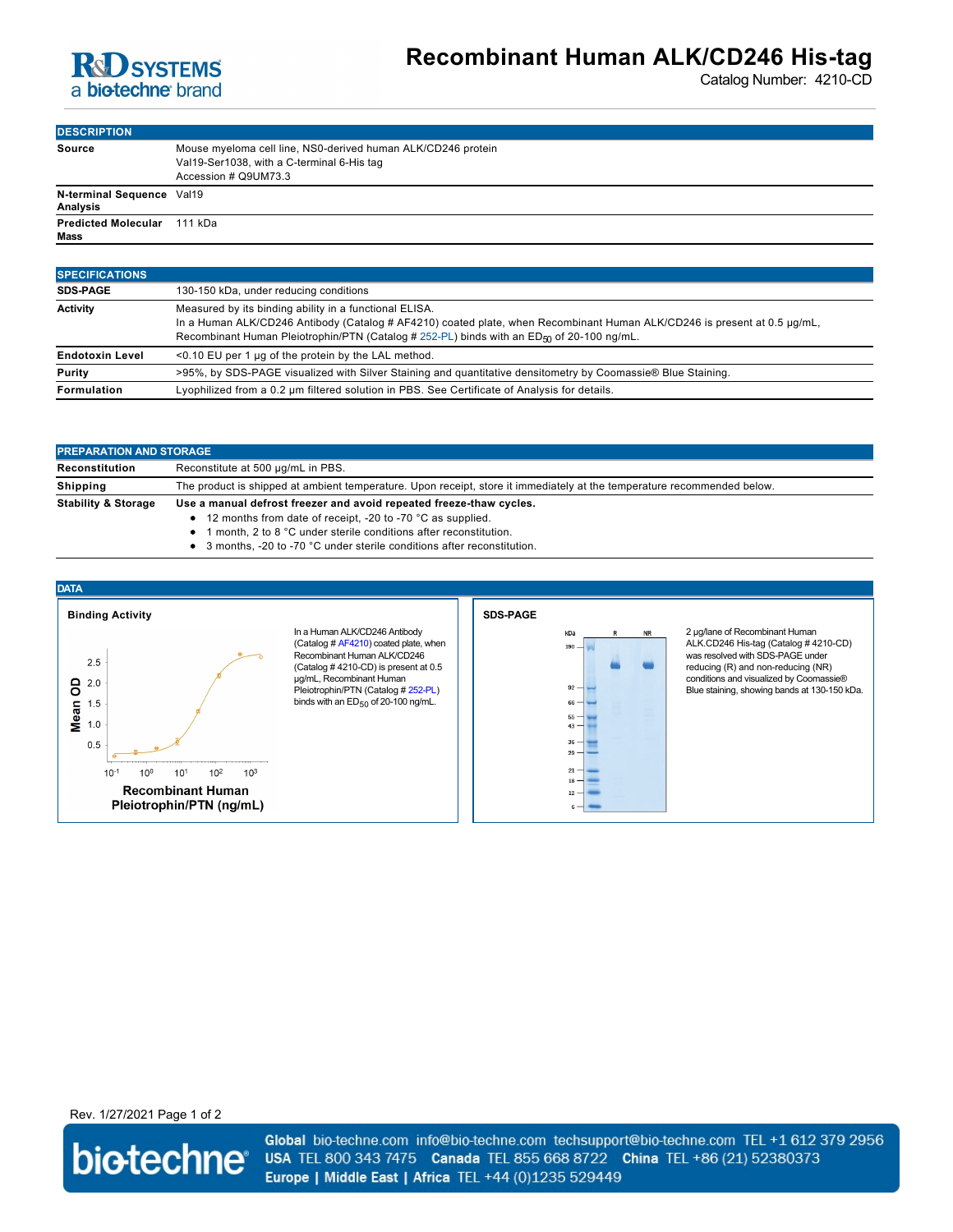# Recombinant Human ALK/CD246 His-tag

Catalog Number: 4210-CD

## DESCRIPTION

| | |
|---|---|
| **Source** | Mouse myeloma cell line, NS0-derived human ALK/CD246 protein<br>Val19-Ser1038, with a C-terminal 6-His tag<br>Accession # Q9UM73.3 |
| **N-terminal Sequence Analysis** | Val19 |
| **Predicted Molecular Mass** | 111 kDa |

## SPECIFICATIONS

| | |
|---|---|
| **SDS-PAGE** | 130-150 kDa, under reducing conditions |
| **Activity** | Measured by its binding ability in a functional ELISA.<br>In a Human ALK/CD246 Antibody (Catalog # AF4210) coated plate, when Recombinant Human ALK/CD246 is present at 0.5 µg/mL, Recombinant Human Pleiotrophin/PTN (Catalog # 252-PL) binds with an $ED_{50}$ of 20-100 ng/mL. |
| **Endotoxin Level** | <0.10 EU per 1 µg of the protein by the LAL method. |
| **Purity** | >95%, by SDS-PAGE visualized with Silver Staining and quantitative densitometry by Coomassie® Blue Staining. |
| **Formulation** | Lyophilized from a 0.2 µm filtered solution in PBS. See Certificate of Analysis for details. |

## PREPARATION AND STORAGE

| | |
|---|---|
| **Reconstitution** | Reconstitute at 500 µg/mL in PBS. |
| **Shipping** | The product is shipped at ambient temperature. Upon receipt, store it immediately at the temperature recommended below. |
| **Stability & Storage** | **Use a manual defrost freezer and avoid repeated freeze-thaw cycles.**<br>• 12 months from date of receipt, -20 to -70 °C as supplied.<br>• 1 month, 2 to 8 °C under sterile conditions after reconstitution.<br>• 3 months, -20 to -70 °C under sterile conditions after reconstitution. |

## DATA

### Binding Activity

Mean OD
2.5
2.0
1.5
1.0
0.5
$10^{-1}$ $10^{0}$ $10^{1}$ $10^{2}$ $10^{3}$
Recombinant Human Pleiotrophin/PTN (ng/mL)

In a Human ALK/CD246 Antibody (Catalog # AF4210) coated plate, when Recombinant Human ALK/CD246 (Catalog # 4210-CD) is present at 0.5 µg/mL, Recombinant Human Pleiotrophin/PTN (Catalog # 252-PL) binds with an $ED_{50}$ of 20-100 ng/mL.

### SDS-PAGE

kDa R NR
190
92
66
55
43
36
29
21
18
12
6

2 µg/lane of Recombinant Human ALK.CD246 His-tag (Catalog # 4210-CD) was resolved with SDS-PAGE under reducing (R) and non-reducing (NR) conditions and visualized by Coomassie® Blue staining, showing bands at 130-150 kDa.

Rev. 1/27/2021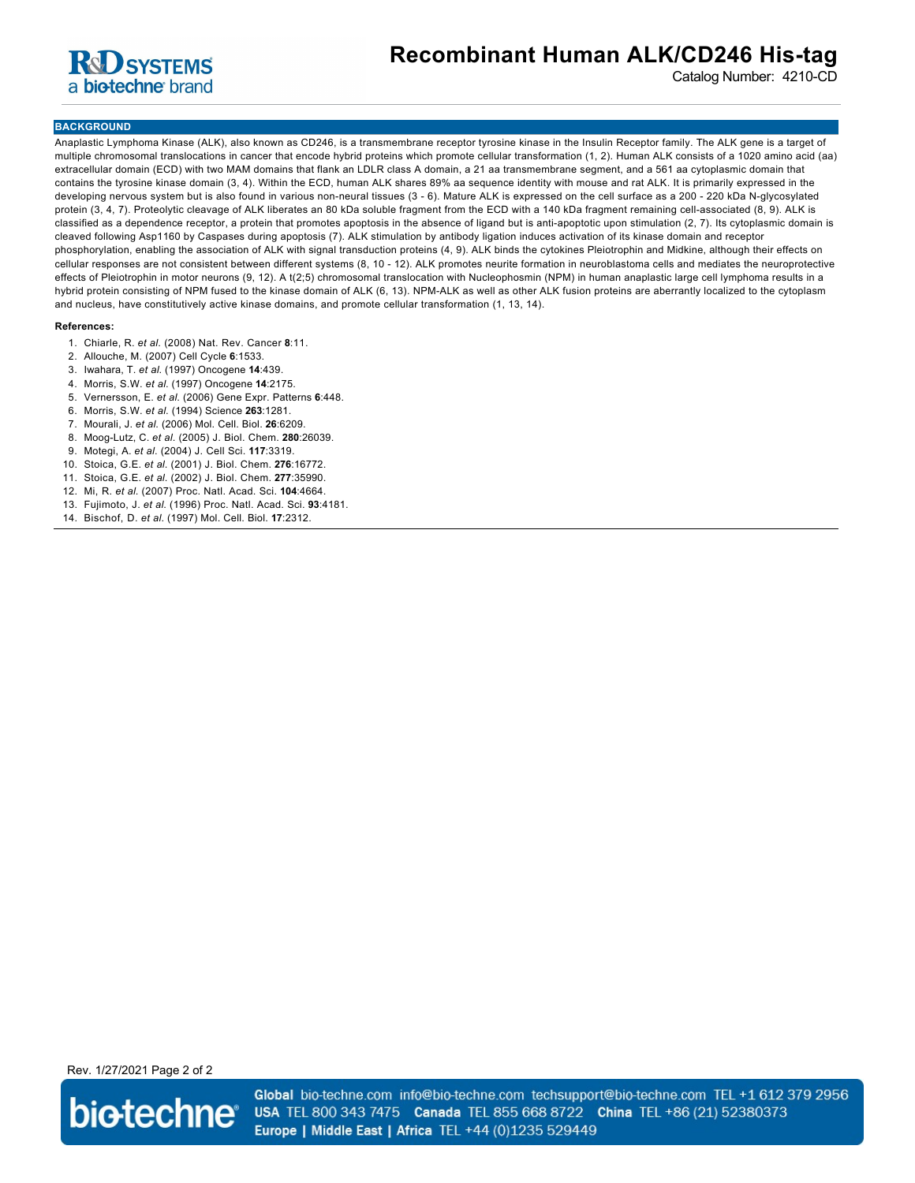# Recombinant Human ALK/CD246 His-tag

Catalog Number: 4210-CD

## BACKGROUND

Anaplastic Lymphoma Kinase (ALK), also known as CD246, is a transmembrane receptor tyrosine kinase in the Insulin Receptor family. The ALK gene is a target of multiple chromosomal translocations in cancer that encode hybrid proteins which promote cellular transformation (1, 2). Human ALK consists of a 1020 amino acid (aa) extracellular domain (ECD) with two MAM domains that flank an LDLR class A domain, a 21 aa transmembrane segment, and a 561 aa cytoplasmic domain that contains the tyrosine kinase domain (3, 4). Within the ECD, human ALK shares 89% aa sequence identity with mouse and rat ALK. It is primarily expressed in the developing nervous system but is also found in various non-neural tissues (3 - 6). Mature ALK is expressed on the cell surface as a 200 - 220 kDa N-glycosylated protein (3, 4, 7). Proteolytic cleavage of ALK liberates an 80 kDa soluble fragment from the ECD with a 140 kDa fragment remaining cell-associated (8, 9). ALK is classified as a dependence receptor, a protein that promotes apoptosis in the absence of ligand but is anti-apoptotic upon stimulation (2, 7). Its cytoplasmic domain is cleaved following Asp1160 by Caspases during apoptosis (7). ALK stimulation by antibody ligation induces activation of its kinase domain and receptor phosphorylation, enabling the association of ALK with signal transduction proteins (4, 9). ALK binds the cytokines Pleiotrophin and Midkine, although their effects on cellular responses are not consistent between different systems (8, 10 - 12). ALK promotes neurite formation in neuroblastoma cells and mediates the neuroprotective effects of Pleiotrophin in motor neurons (9, 12). A t(2;5) chromosomal translocation with Nucleophosmin (NPM) in human anaplastic large cell lymphoma results in a hybrid protein consisting of NPM fused to the kinase domain of ALK (6, 13). NPM-ALK as well as other ALK fusion proteins are aberrantly localized to the cytoplasm and nucleus, have constitutively active kinase domains, and promote cellular transformation (1, 13, 14).

**References:**

1. Chiarle, R. *et al.* (2008) Nat. Rev. Cancer **8**:11.
2. Allouche, M. (2007) Cell Cycle **6**:1533.
3. Iwahara, T. *et al.* (1997) Oncogene **14**:439.
4. Morris, S.W. *et al.* (1997) Oncogene **14**:2175.
5. Vernersson, E. *et al.* (2006) Gene Expr. Patterns **6**:448.
6. Morris, S.W. *et al.* (1994) Science **263**:1281.
7. Mourali, J. *et al.* (2006) Mol. Cell. Biol. **26**:6209.
8. Moog-Lutz, C. *et al.* (2005) J. Biol. Chem. **280**:26039.
9. Motegi, A. *et al.* (2004) J. Cell Sci. **117**:3319.
10. Stoica, G.E. *et al.* (2001) J. Biol. Chem. **276**:16772.
11. Stoica, G.E. *et al.* (2002) J. Biol. Chem. **277**:35990.
12. Mi, R. *et al.* (2007) Proc. Natl. Acad. Sci. **104**:4664.
13. Fujimoto, J. *et al.* (1996) Proc. Natl. Acad. Sci. **93**:4181.
14. Bischof, D. *et al.* (1997) Mol. Cell. Biol. **17**:2312.

Rev. 1/27/2021

**Global** bio-techne.com info@bio-techne.com techsupport@bio-techne.com TEL +1 612 379 2956 **USA** TEL 800 343 7475 **Canada** TEL 855 668 8722 **China** TEL +86 (21) 52380373 **Europe | Middle East | Africa** TEL +44 (0)1235 529449